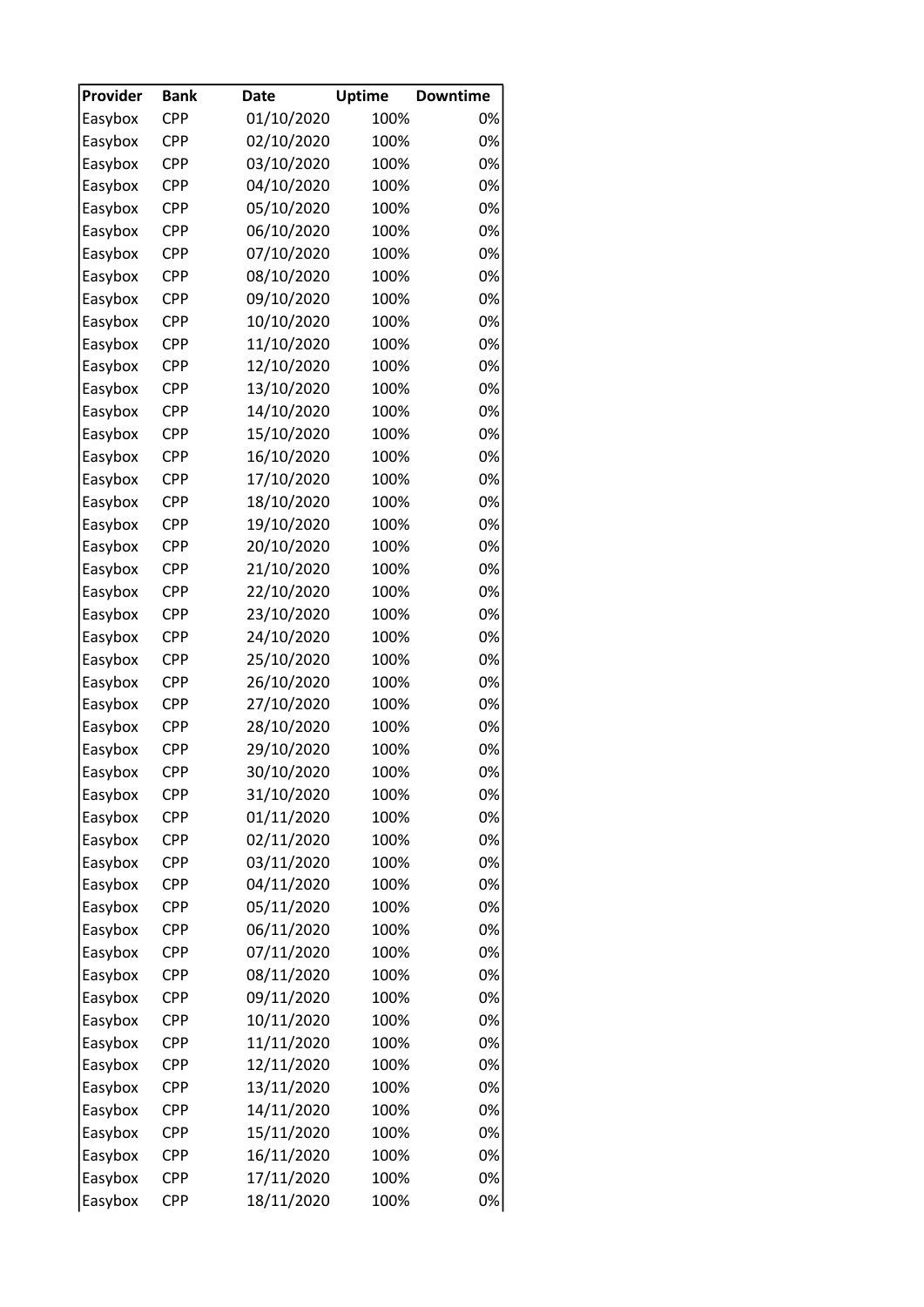| Provider | Bank | Date | Uptime | Downtime |
|---|---|---|---|---|
| Easybox | CPP | 01/10/2020 | 100% | 0% |
| Easybox | CPP | 02/10/2020 | 100% | 0% |
| Easybox | CPP | 03/10/2020 | 100% | 0% |
| Easybox | CPP | 04/10/2020 | 100% | 0% |
| Easybox | CPP | 05/10/2020 | 100% | 0% |
| Easybox | CPP | 06/10/2020 | 100% | 0% |
| Easybox | CPP | 07/10/2020 | 100% | 0% |
| Easybox | CPP | 08/10/2020 | 100% | 0% |
| Easybox | CPP | 09/10/2020 | 100% | 0% |
| Easybox | CPP | 10/10/2020 | 100% | 0% |
| Easybox | CPP | 11/10/2020 | 100% | 0% |
| Easybox | CPP | 12/10/2020 | 100% | 0% |
| Easybox | CPP | 13/10/2020 | 100% | 0% |
| Easybox | CPP | 14/10/2020 | 100% | 0% |
| Easybox | CPP | 15/10/2020 | 100% | 0% |
| Easybox | CPP | 16/10/2020 | 100% | 0% |
| Easybox | CPP | 17/10/2020 | 100% | 0% |
| Easybox | CPP | 18/10/2020 | 100% | 0% |
| Easybox | CPP | 19/10/2020 | 100% | 0% |
| Easybox | CPP | 20/10/2020 | 100% | 0% |
| Easybox | CPP | 21/10/2020 | 100% | 0% |
| Easybox | CPP | 22/10/2020 | 100% | 0% |
| Easybox | CPP | 23/10/2020 | 100% | 0% |
| Easybox | CPP | 24/10/2020 | 100% | 0% |
| Easybox | CPP | 25/10/2020 | 100% | 0% |
| Easybox | CPP | 26/10/2020 | 100% | 0% |
| Easybox | CPP | 27/10/2020 | 100% | 0% |
| Easybox | CPP | 28/10/2020 | 100% | 0% |
| Easybox | CPP | 29/10/2020 | 100% | 0% |
| Easybox | CPP | 30/10/2020 | 100% | 0% |
| Easybox | CPP | 31/10/2020 | 100% | 0% |
| Easybox | CPP | 01/11/2020 | 100% | 0% |
| Easybox | CPP | 02/11/2020 | 100% | 0% |
| Easybox | CPP | 03/11/2020 | 100% | 0% |
| Easybox | CPP | 04/11/2020 | 100% | 0% |
| Easybox | CPP | 05/11/2020 | 100% | 0% |
| Easybox | CPP | 06/11/2020 | 100% | 0% |
| Easybox | CPP | 07/11/2020 | 100% | 0% |
| Easybox | CPP | 08/11/2020 | 100% | 0% |
| Easybox | CPP | 09/11/2020 | 100% | 0% |
| Easybox | CPP | 10/11/2020 | 100% | 0% |
| Easybox | CPP | 11/11/2020 | 100% | 0% |
| Easybox | CPP | 12/11/2020 | 100% | 0% |
| Easybox | CPP | 13/11/2020 | 100% | 0% |
| Easybox | CPP | 14/11/2020 | 100% | 0% |
| Easybox | CPP | 15/11/2020 | 100% | 0% |
| Easybox | CPP | 16/11/2020 | 100% | 0% |
| Easybox | CPP | 17/11/2020 | 100% | 0% |
| Easybox | CPP | 18/11/2020 | 100% | 0% |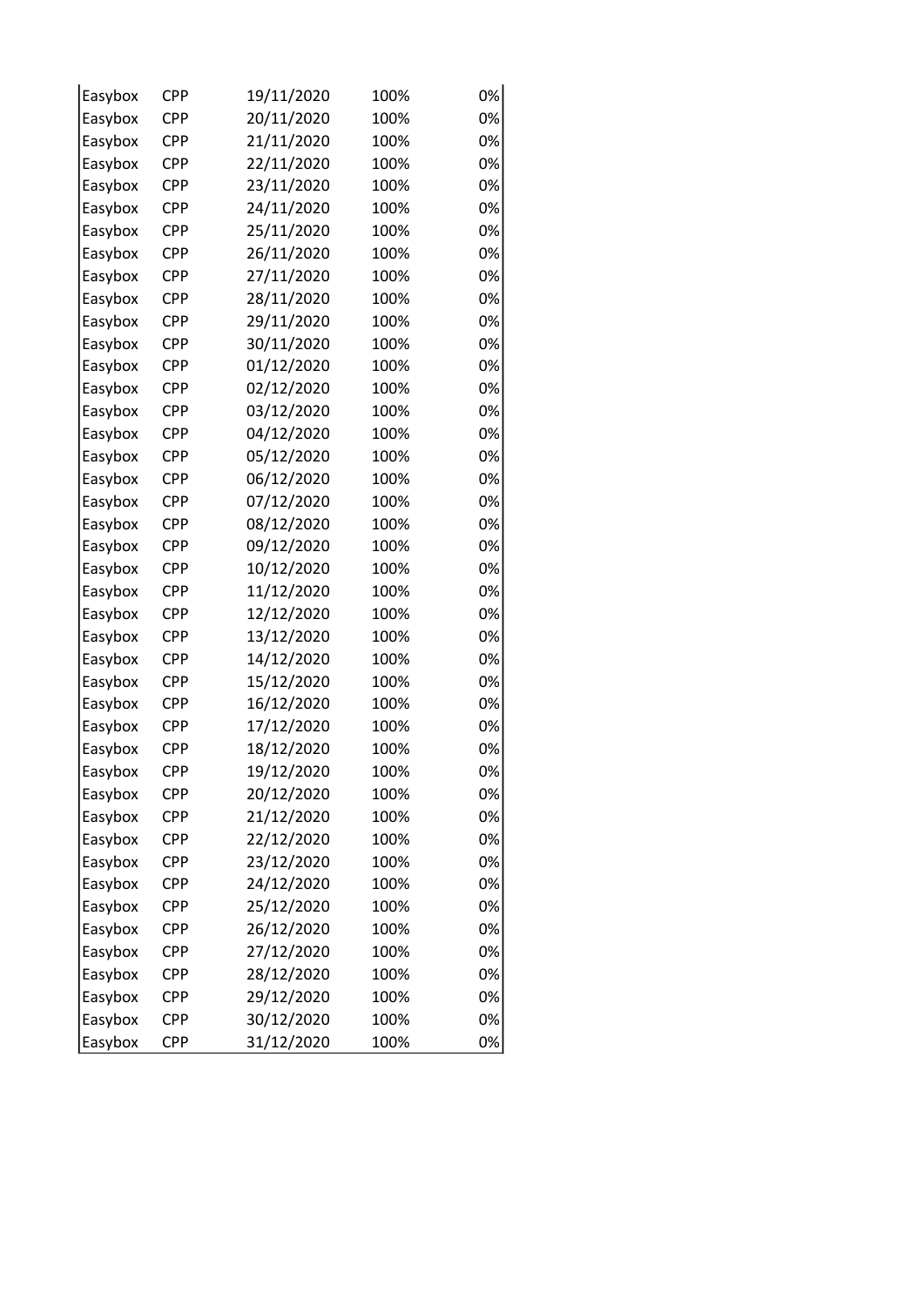| | | | | |
|---|---|---|---|---|
| Easybox | CPP | 19/11/2020 | 100% | 0% |
| Easybox | CPP | 20/11/2020 | 100% | 0% |
| Easybox | CPP | 21/11/2020 | 100% | 0% |
| Easybox | CPP | 22/11/2020 | 100% | 0% |
| Easybox | CPP | 23/11/2020 | 100% | 0% |
| Easybox | CPP | 24/11/2020 | 100% | 0% |
| Easybox | CPP | 25/11/2020 | 100% | 0% |
| Easybox | CPP | 26/11/2020 | 100% | 0% |
| Easybox | CPP | 27/11/2020 | 100% | 0% |
| Easybox | CPP | 28/11/2020 | 100% | 0% |
| Easybox | CPP | 29/11/2020 | 100% | 0% |
| Easybox | CPP | 30/11/2020 | 100% | 0% |
| Easybox | CPP | 01/12/2020 | 100% | 0% |
| Easybox | CPP | 02/12/2020 | 100% | 0% |
| Easybox | CPP | 03/12/2020 | 100% | 0% |
| Easybox | CPP | 04/12/2020 | 100% | 0% |
| Easybox | CPP | 05/12/2020 | 100% | 0% |
| Easybox | CPP | 06/12/2020 | 100% | 0% |
| Easybox | CPP | 07/12/2020 | 100% | 0% |
| Easybox | CPP | 08/12/2020 | 100% | 0% |
| Easybox | CPP | 09/12/2020 | 100% | 0% |
| Easybox | CPP | 10/12/2020 | 100% | 0% |
| Easybox | CPP | 11/12/2020 | 100% | 0% |
| Easybox | CPP | 12/12/2020 | 100% | 0% |
| Easybox | CPP | 13/12/2020 | 100% | 0% |
| Easybox | CPP | 14/12/2020 | 100% | 0% |
| Easybox | CPP | 15/12/2020 | 100% | 0% |
| Easybox | CPP | 16/12/2020 | 100% | 0% |
| Easybox | CPP | 17/12/2020 | 100% | 0% |
| Easybox | CPP | 18/12/2020 | 100% | 0% |
| Easybox | CPP | 19/12/2020 | 100% | 0% |
| Easybox | CPP | 20/12/2020 | 100% | 0% |
| Easybox | CPP | 21/12/2020 | 100% | 0% |
| Easybox | CPP | 22/12/2020 | 100% | 0% |
| Easybox | CPP | 23/12/2020 | 100% | 0% |
| Easybox | CPP | 24/12/2020 | 100% | 0% |
| Easybox | CPP | 25/12/2020 | 100% | 0% |
| Easybox | CPP | 26/12/2020 | 100% | 0% |
| Easybox | CPP | 27/12/2020 | 100% | 0% |
| Easybox | CPP | 28/12/2020 | 100% | 0% |
| Easybox | CPP | 29/12/2020 | 100% | 0% |
| Easybox | CPP | 30/12/2020 | 100% | 0% |
| Easybox | CPP | 31/12/2020 | 100% | 0% |